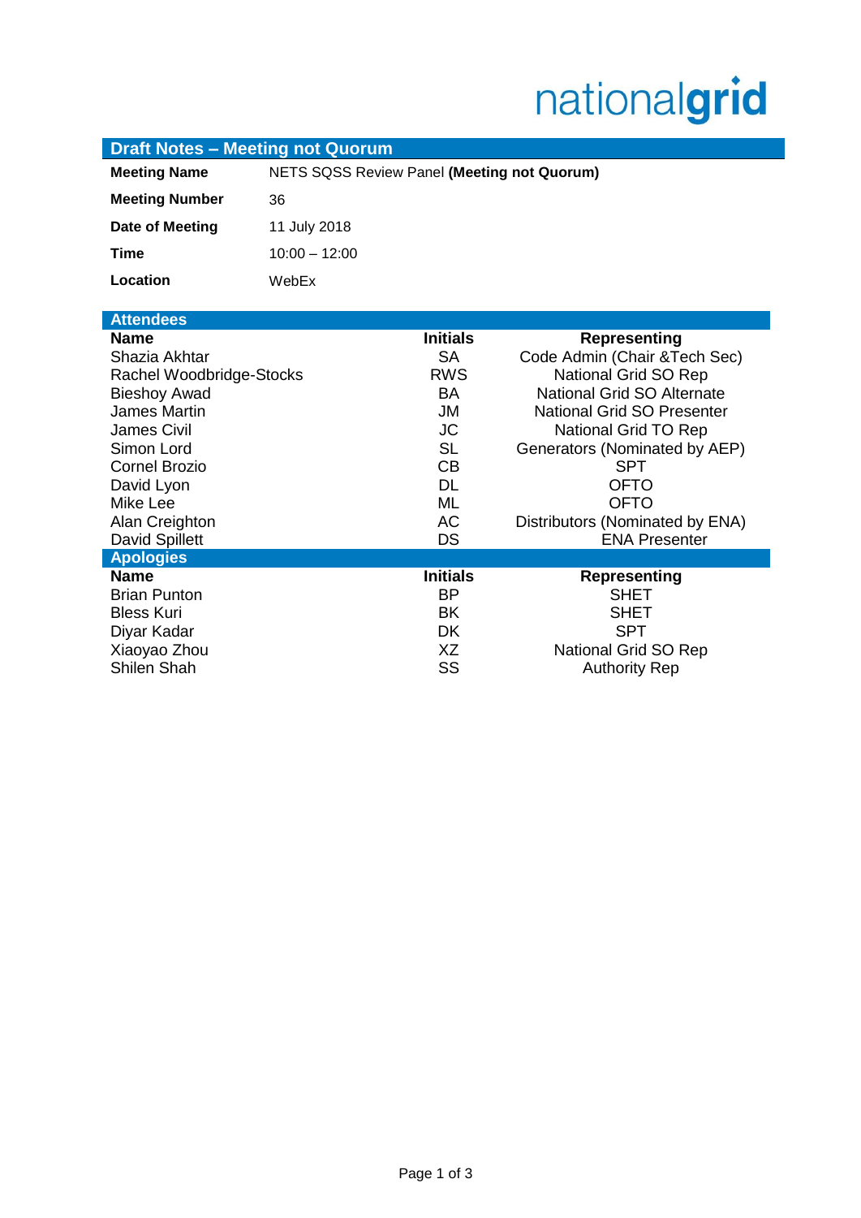nationalgrid

## Draft Notes – Meeting not Quorum

| | |
|---|---|
| **Meeting Name** | NETS SQSS Review Panel **(Meeting not Quorum)** |
| **Meeting Number** | 36 |
| **Date of Meeting** | 11 July 2018 |
| **Time** | 10:00 – 12:00 |
| **Location** | WebEx |

## Attendees

| Name | Initials | Representing |
|---|---|---|
| Shazia Akhtar | SA | Code Admin (Chair &Tech Sec) |
| Rachel Woodbridge-Stocks | RWS | National Grid SO Rep |
| Bieshoy Awad | BA | National Grid SO Alternate |
| James Martin | JM | National Grid SO Presenter |
| James Civil | JC | National Grid TO Rep |
| Simon Lord | SL | Generators (Nominated by AEP) |
| Cornel Brozio | CB | SPT |
| David Lyon | DL | OFTO |
| Mike Lee | ML | OFTO |
| Alan Creighton | AC | Distributors (Nominated by ENA) |
| David Spillett | DS | ENA Presenter |

## Apologies

| Name | Initials | Representing |
|---|---|---|
| Brian Punton | BP | SHET |
| Bless Kuri | BK | SHET |
| Diyar Kadar | DK | SPT |
| Xiaoyao Zhou | XZ | National Grid SO Rep |
| Shilen Shah | SS | Authority Rep |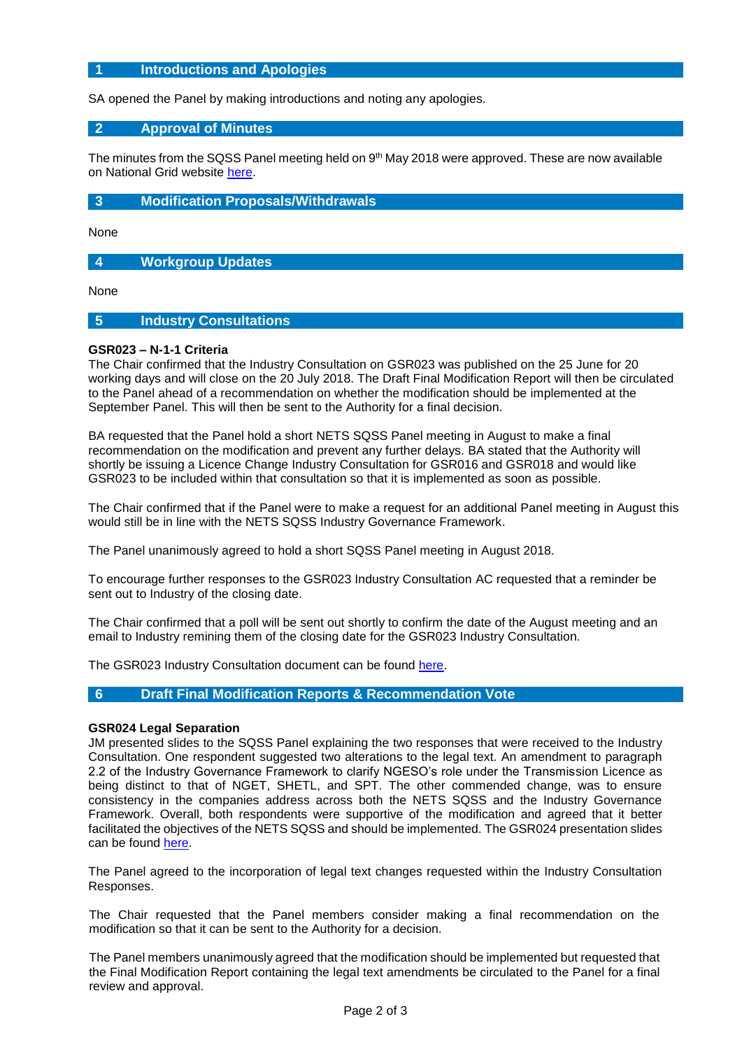## 1 Introductions and Apologies

SA opened the Panel by making introductions and noting any apologies.

## 2 Approval of Minutes

The minutes from the SQSS Panel meeting held on 9th May 2018 were approved. These are now available on National Grid website here.

## 3 Modification Proposals/Withdrawals

None

## 4 Workgroup Updates

None

## 5 Industry Consultations

**GSR023 – N-1-1 Criteria**

The Chair confirmed that the Industry Consultation on GSR023 was published on the 25 June for 20 working days and will close on the 20 July 2018. The Draft Final Modification Report will then be circulated to the Panel ahead of a recommendation on whether the modification should be implemented at the September Panel. This will then be sent to the Authority for a final decision.

BA requested that the Panel hold a short NETS SQSS Panel meeting in August to make a final recommendation on the modification and prevent any further delays. BA stated that the Authority will shortly be issuing a Licence Change Industry Consultation for GSR016 and GSR018 and would like GSR023 to be included within that consultation so that it is implemented as soon as possible.

The Chair confirmed that if the Panel were to make a request for an additional Panel meeting in August this would still be in line with the NETS SQSS Industry Governance Framework.

The Panel unanimously agreed to hold a short SQSS Panel meeting in August 2018.

To encourage further responses to the GSR023 Industry Consultation AC requested that a reminder be sent out to Industry of the closing date.

The Chair confirmed that a poll will be sent out shortly to confirm the date of the August meeting and an email to Industry remining them of the closing date for the GSR023 Industry Consultation.

The GSR023 Industry Consultation document can be found here.

## 6 Draft Final Modification Reports & Recommendation Vote

**GSR024 Legal Separation**

JM presented slides to the SQSS Panel explaining the two responses that were received to the Industry Consultation. One respondent suggested two alterations to the legal text. An amendment to paragraph 2.2 of the Industry Governance Framework to clarify NGESO's role under the Transmission Licence as being distinct to that of NGET, SHETL, and SPT. The other commended change, was to ensure consistency in the companies address across both the NETS SQSS and the Industry Governance Framework. Overall, both respondents were supportive of the modification and agreed that it better facilitated the objectives of the NETS SQSS and should be implemented. The GSR024 presentation slides can be found here.

The Panel agreed to the incorporation of legal text changes requested within the Industry Consultation Responses.

The Chair requested that the Panel members consider making a final recommendation on the modification so that it can be sent to the Authority for a decision.

The Panel members unanimously agreed that the modification should be implemented but requested that the Final Modification Report containing the legal text amendments be circulated to the Panel for a final review and approval.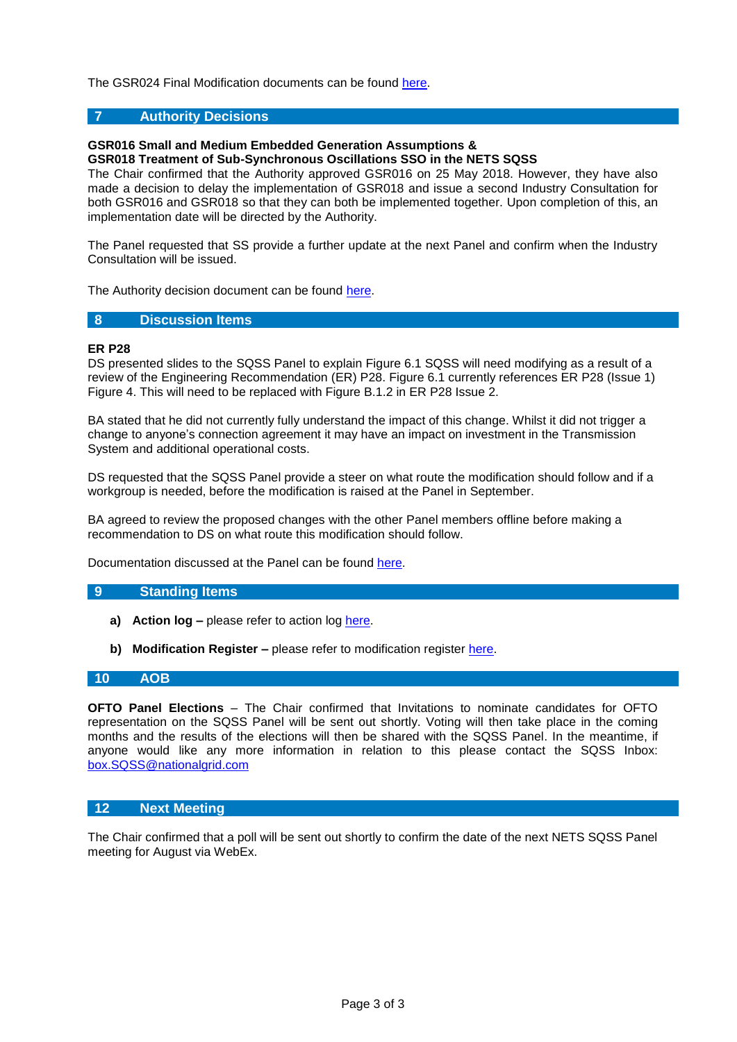The GSR024 Final Modification documents can be found here.

## 7 Authority Decisions

**GSR016 Small and Medium Embedded Generation Assumptions &**
**GSR018 Treatment of Sub-Synchronous Oscillations SSO in the NETS SQSS**

The Chair confirmed that the Authority approved GSR016 on 25 May 2018. However, they have also made a decision to delay the implementation of GSR018 and issue a second Industry Consultation for both GSR016 and GSR018 so that they can both be implemented together. Upon completion of this, an implementation date will be directed by the Authority.

The Panel requested that SS provide a further update at the next Panel and confirm when the Industry Consultation will be issued.

The Authority decision document can be found here.

## 8 Discussion Items

**ER P28**

DS presented slides to the SQSS Panel to explain Figure 6.1 SQSS will need modifying as a result of a review of the Engineering Recommendation (ER) P28. Figure 6.1 currently references ER P28 (Issue 1) Figure 4. This will need to be replaced with Figure B.1.2 in ER P28 Issue 2.

BA stated that he did not currently fully understand the impact of this change. Whilst it did not trigger a change to anyone's connection agreement it may have an impact on investment in the Transmission System and additional operational costs.

DS requested that the SQSS Panel provide a steer on what route the modification should follow and if a workgroup is needed, before the modification is raised at the Panel in September.

BA agreed to review the proposed changes with the other Panel members offline before making a recommendation to DS on what route this modification should follow.

Documentation discussed at the Panel can be found here.

## 9 Standing Items

a) **Action log –** please refer to action log here.

b) **Modification Register –** please refer to modification register here.

## 10 AOB

**OFTO Panel Elections** – The Chair confirmed that Invitations to nominate candidates for OFTO representation on the SQSS Panel will be sent out shortly. Voting will then take place in the coming months and the results of the elections will then be shared with the SQSS Panel. In the meantime, if anyone would like any more information in relation to this please contact the SQSS Inbox: box.SQSS@nationalgrid.com

## 12 Next Meeting

The Chair confirmed that a poll will be sent out shortly to confirm the date of the next NETS SQSS Panel meeting for August via WebEx.